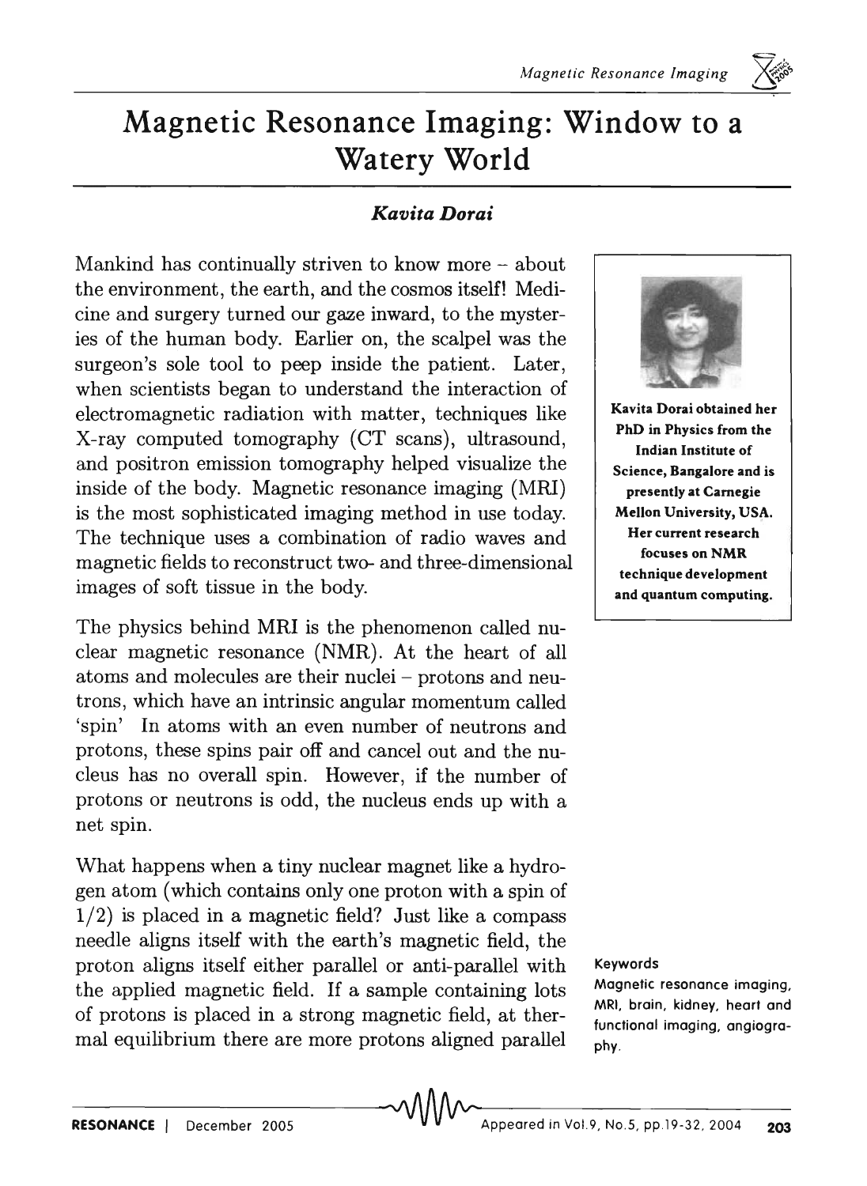# Magnetic Resonance Imaging: Window to a Watery World

***Kavita Dorai***

Mankind has continually striven to know more – about the environment, the earth, and the cosmos itself! Medicine and surgery turned our gaze inward, to the mysteries of the human body. Earlier on, the scalpel was the surgeon's sole tool to peep inside the patient. Later, when scientists began to understand the interaction of electromagnetic radiation with matter, techniques like X-ray computed tomography (CT scans), ultrasound, and positron emission tomography helped visualize the inside of the body. Magnetic resonance imaging (MRI) is the most sophisticated imaging method in use today. The technique uses a combination of radio waves and magnetic fields to reconstruct two- and three-dimensional images of soft tissue in the body.

**Kavita Dorai obtained her PhD in Physics from the Indian Institute of Science, Bangalore and is presently at Carnegie Mellon University, USA. Her current research focuses on NMR technique development and quantum computing.**

The physics behind MRI is the phenomenon called nuclear magnetic resonance (NMR). At the heart of all atoms and molecules are their nuclei – protons and neutrons, which have an intrinsic angular momentum called 'spin' In atoms with an even number of neutrons and protons, these spins pair off and cancel out and the nucleus has no overall spin. However, if the number of protons or neutrons is odd, the nucleus ends up with a net spin.

What happens when a tiny nuclear magnet like a hydrogen atom (which contains only one proton with a spin of 1/2) is placed in a magnetic field? Just like a compass needle aligns itself with the earth's magnetic field, the proton aligns itself either parallel or anti-parallel with the applied magnetic field. If a sample containing lots of protons is placed in a strong magnetic field, at thermal equilibrium there are more protons aligned parallel

**Keywords**

Magnetic resonance imaging, MRI, brain, kidney, heart and functional imaging, angiography.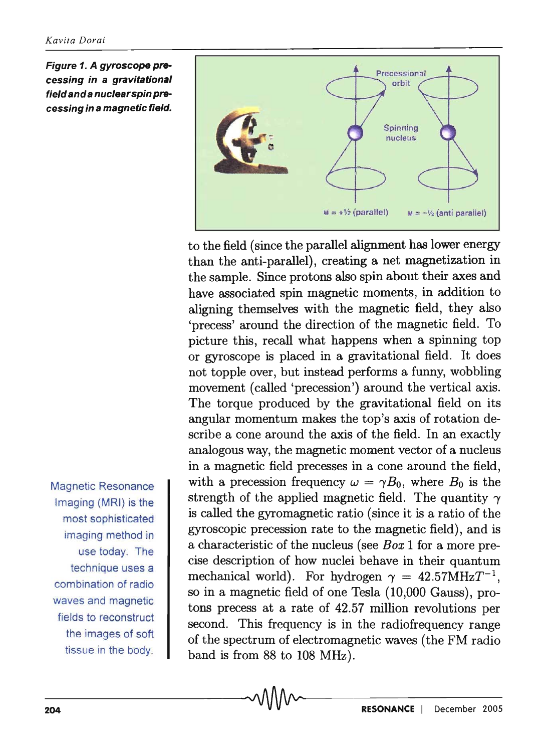Figure 1. A gyroscope precessing in a gravitational field and a nuclear spin precessing in a magnetic field.

to the field (since the parallel alignment has lower energy than the anti-parallel), creating a net magnetization in the sample. Since protons also spin about their axes and have associated spin magnetic moments, in addition to aligning themselves with the magnetic field, they also 'precess' around the direction of the magnetic field. To picture this, recall what happens when a spinning top or gyroscope is placed in a gravitational field. It does not topple over, but instead performs a funny, wobbling movement (called 'precession') around the vertical axis. The torque produced by the gravitational field on its angular momentum makes the top's axis of rotation describe a cone around the axis of the field. In an exactly analogous way, the magnetic moment vector of a nucleus in a magnetic field precesses in a cone around the field, with a precession frequency $\omega = \gamma B_0$, where $B_0$ is the strength of the applied magnetic field. The quantity $\gamma$ is called the gyromagnetic ratio (since it is a ratio of the gyroscopic precession rate to the magnetic field), and is a characteristic of the nucleus (see *Box* 1 for a more precise description of how nuclei behave in their quantum mechanical world). For hydrogen $\gamma = 42.57 \text{MHz} T^{-1}$, so in a magnetic field of one Tesla (10,000 Gauss), protons precess at a rate of 42.57 million revolutions per second. This frequency is in the radiofrequency range of the spectrum of electromagnetic waves (the FM radio band is from 88 to 108 MHz).

Magnetic Resonance Imaging (MRI) is the most sophisticated imaging method in use today. The technique uses a combination of radio waves and magnetic fields to reconstruct the images of soft tissue in the body.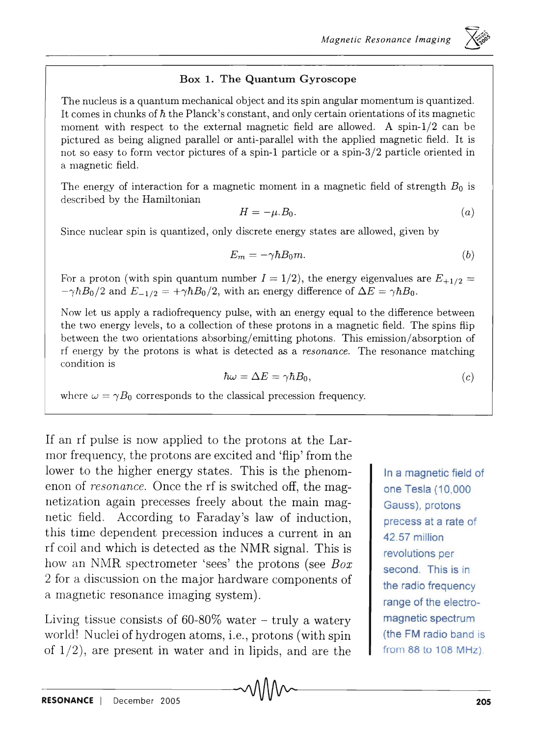### Box 1. The Quantum Gyroscope

The nucleus is a quantum mechanical object and its spin angular momentum is quantized. It comes in chunks of $\hbar$ the Planck's constant, and only certain orientations of its magnetic moment with respect to the external magnetic field are allowed. A spin-1/2 can be pictured as being aligned parallel or anti-parallel with the applied magnetic field. It is not so easy to form vector pictures of a spin-1 particle or a spin-3/2 particle oriented in a magnetic field.

The energy of interaction for a magnetic moment in a magnetic field of strength $B_0$ is described by the Hamiltonian

$$H = -\mu . B_0. \qquad (a)$$

Since nuclear spin is quantized, only discrete energy states are allowed, given by

$$E_m = -\gamma \hbar B_0 m. \qquad (b)$$

For a proton (with spin quantum number $I = 1/2$), the energy eigenvalues are $E_{+1/2} = -\gamma \hbar B_0/2$ and $E_{-1/2} = +\gamma \hbar B_0/2$, with an energy difference of $\Delta E = \gamma \hbar B_0$.

Now let us apply a radiofrequency pulse, with an energy equal to the difference between the two energy levels, to a collection of these protons in a magnetic field. The spins flip between the two orientations absorbing/emitting photons. This emission/absorption of rf energy by the protons is what is detected as a *resonance*. The resonance matching condition is

$$\hbar \omega = \Delta E = \gamma \hbar B_0, \qquad (c)$$

where $\omega = \gamma B_0$ corresponds to the classical precession frequency.

---

If an rf pulse is now applied to the protons at the Larmor frequency, the protons are excited and 'flip' from the lower to the higher energy states. This is the phenomenon of *resonance*. Once the rf is switched off, the magnetization again precesses freely about the main magnetic field. According to Faraday's law of induction, this time dependent precession induces a current in an rf coil and which is detected as the NMR signal. This is how an NMR spectrometer 'sees' the protons (see *Box* 2 for a discussion on the major hardware components of a magnetic resonance imaging system).

In a magnetic field of one Tesla (10,000 Gauss), protons precess at a rate of 42.57 million revolutions per second. This is in the radio frequency range of the electromagnetic spectrum (the FM radio band is from 88 to 108 MHz).

Living tissue consists of 60-80% water – truly a watery world! Nuclei of hydrogen atoms, i.e., protons (with spin of 1/2), are present in water and in lipids, and are the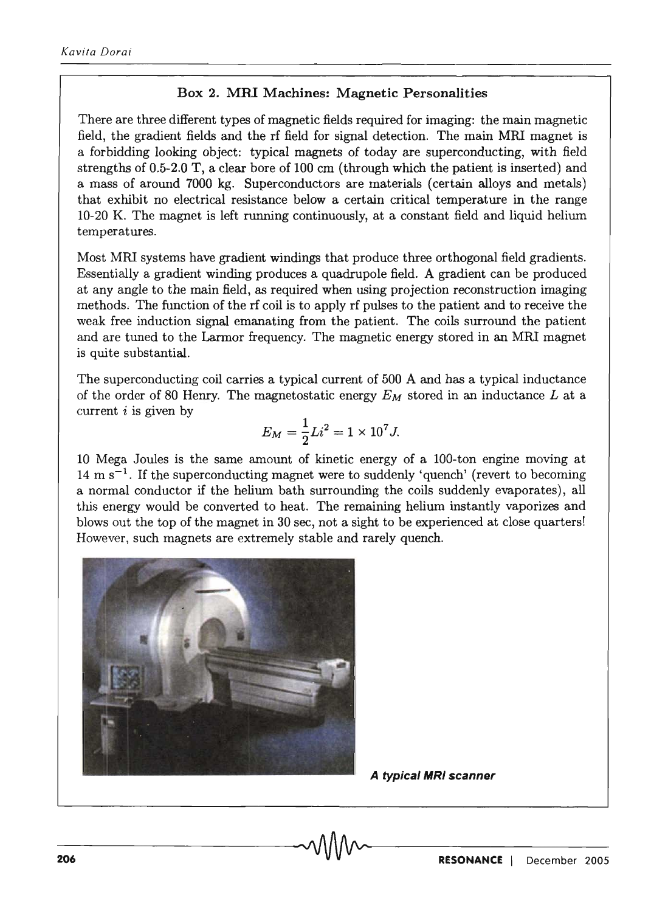### Box 2. MRI Machines: Magnetic Personalities

There are three different types of magnetic fields required for imaging: the main magnetic field, the gradient fields and the rf field for signal detection. The main MRI magnet is a forbidding looking object: typical magnets of today are superconducting, with field strengths of 0.5-2.0 T, a clear bore of 100 cm (through which the patient is inserted) and a mass of around 7000 kg. Superconductors are materials (certain alloys and metals) that exhibit no electrical resistance below a certain critical temperature in the range 10-20 K. The magnet is left running continuously, at a constant field and liquid helium temperatures.

Most MRI systems have gradient windings that produce three orthogonal field gradients. Essentially a gradient winding produces a quadrupole field. A gradient can be produced at any angle to the main field, as required when using projection reconstruction imaging methods. The function of the rf coil is to apply rf pulses to the patient and to receive the weak free induction signal emanating from the patient. The coils surround the patient and are tuned to the Larmor frequency. The magnetic energy stored in an MRI magnet is quite substantial.

The superconducting coil carries a typical current of 500 A and has a typical inductance of the order of 80 Henry. The magnetostatic energy $E_M$ stored in an inductance $L$ at a current $i$ is given by

$$E_M = \frac{1}{2}Li^2 = 1 \times 10^7 J.$$

10 Mega Joules is the same amount of kinetic energy of a 100-ton engine moving at 14 m $s^{-1}$. If the superconducting magnet were to suddenly 'quench' (revert to becoming a normal conductor if the helium bath surrounding the coils suddenly evaporates), all this energy would be converted to heat. The remaining helium instantly vaporizes and blows out the top of the magnet in 30 sec, not a sight to be experienced at close quarters! However, such magnets are extremely stable and rarely quench.

***A typical MRI scanner***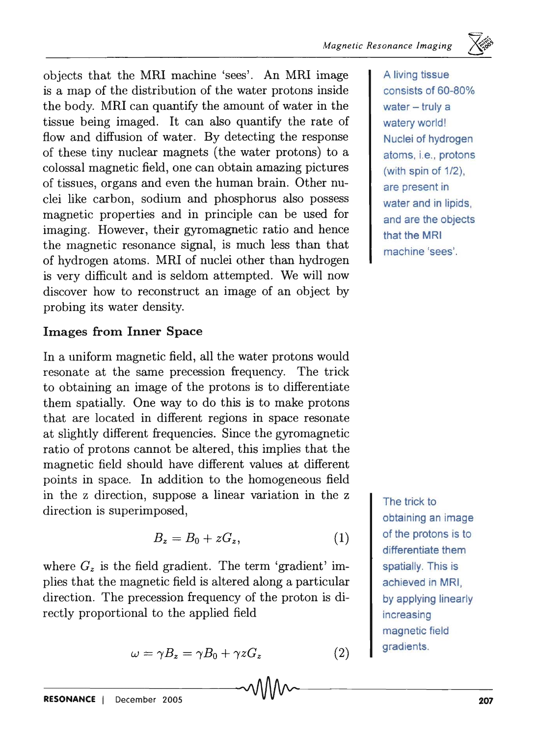objects that the MRI machine 'sees'. An MRI image is a map of the distribution of the water protons inside the body. MRI can quantify the amount of water in the tissue being imaged. It can also quantify the rate of flow and diffusion of water. By detecting the response of these tiny nuclear magnets (the water protons) to a colossal magnetic field, one can obtain amazing pictures of tissues, organs and even the human brain. Other nuclei like carbon, sodium and phosphorus also possess magnetic properties and in principle can be used for imaging. However, their gyromagnetic ratio and hence the magnetic resonance signal, is much less than that of hydrogen atoms. MRI of nuclei other than hydrogen is very difficult and is seldom attempted. We will now discover how to reconstruct an image of an object by probing its water density.

A living tissue consists of 60-80% water – truly a watery world! Nuclei of hydrogen atoms, i.e., protons (with spin of 1/2), are present in water and in lipids, and are the objects that the MRI machine 'sees'.

## Images from Inner Space

In a uniform magnetic field, all the water protons would resonate at the same precession frequency. The trick to obtaining an image of the protons is to differentiate them spatially. One way to do this is to make protons that are located in different regions in space resonate at slightly different frequencies. Since the gyromagnetic ratio of protons cannot be altered, this implies that the magnetic field should have different values at different points in space. In addition to the homogeneous field in the z direction, suppose a linear variation in the z direction is superimposed,

$$B_z = B_0 + zG_z, \tag{1}$$

where $G_z$ is the field gradient. The term 'gradient' implies that the magnetic field is altered along a particular direction. The precession frequency of the proton is directly proportional to the applied field

$$\omega = \gamma B_z = \gamma B_0 + \gamma z G_z \tag{2}$$

The trick to obtaining an image of the protons is to differentiate them spatially. This is achieved in MRI, by applying linearly increasing magnetic field gradients.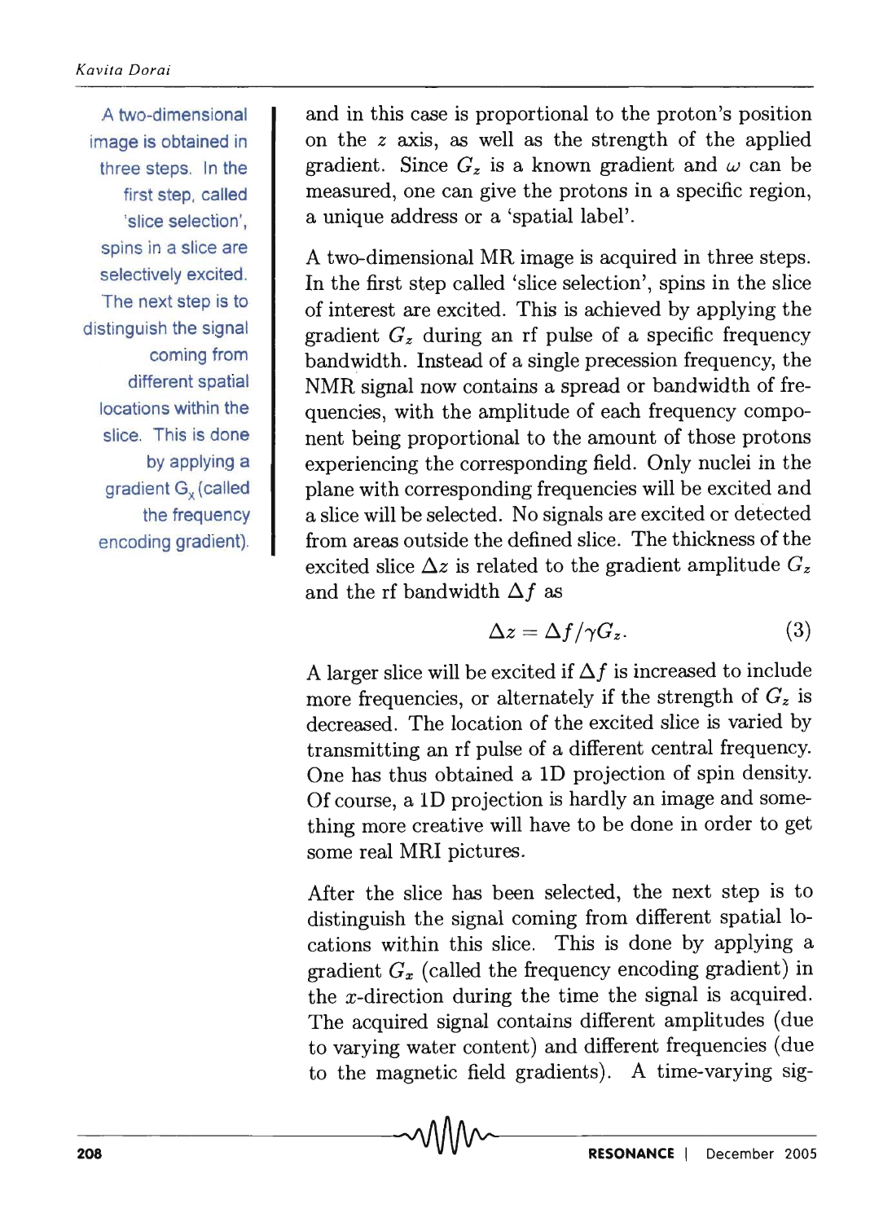and in this case is proportional to the proton's position on the $z$ axis, as well as the strength of the applied gradient. Since $G_z$ is a known gradient and $\omega$ can be measured, one can give the protons in a specific region, a unique address or a 'spatial label'.

A two-dimensional image is obtained in three steps. In the first step, called 'slice selection', spins in a slice are selectively excited. The next step is to distinguish the signal coming from different spatial locations within the slice. This is done by applying a gradient $G_x$ (called the frequency encoding gradient).

A two-dimensional MR image is acquired in three steps. In the first step called 'slice selection', spins in the slice of interest are excited. This is achieved by applying the gradient $G_z$ during an rf pulse of a specific frequency bandwidth. Instead of a single precession frequency, the NMR signal now contains a spread or bandwidth of frequencies, with the amplitude of each frequency component being proportional to the amount of those protons experiencing the corresponding field. Only nuclei in the plane with corresponding frequencies will be excited and a slice will be selected. No signals are excited or detected from areas outside the defined slice. The thickness of the excited slice $\Delta z$ is related to the gradient amplitude $G_z$ and the rf bandwidth $\Delta f$ as

$$\Delta z = \Delta f / \gamma G_z. \tag{3}$$

A larger slice will be excited if $\Delta f$ is increased to include more frequencies, or alternately if the strength of $G_z$ is decreased. The location of the excited slice is varied by transmitting an rf pulse of a different central frequency. One has thus obtained a 1D projection of spin density. Of course, a 1D projection is hardly an image and something more creative will have to be done in order to get some real MRI pictures.

After the slice has been selected, the next step is to distinguish the signal coming from different spatial locations within this slice. This is done by applying a gradient $G_x$ (called the frequency encoding gradient) in the $x$-direction during the time the signal is acquired. The acquired signal contains different amplitudes (due to varying water content) and different frequencies (due to the magnetic field gradients). A time-varying sig-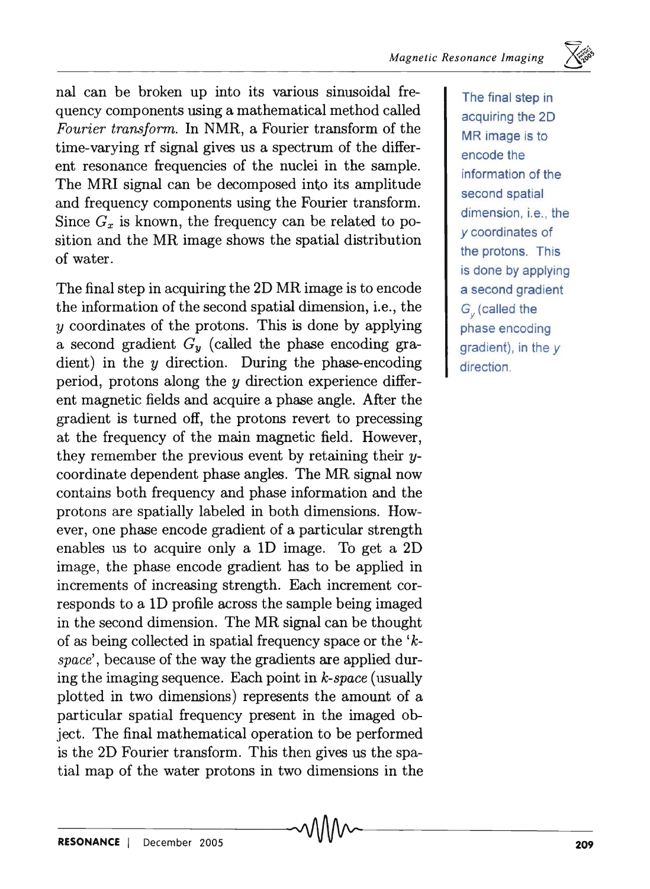nal can be broken up into its various sinusoidal frequency components using a mathematical method called *Fourier transform*. In NMR, a Fourier transform of the time-varying rf signal gives us a spectrum of the different resonance frequencies of the nuclei in the sample. The MRI signal can be decomposed into its amplitude and frequency components using the Fourier transform. Since $G_x$ is known, the frequency can be related to position and the MR image shows the spatial distribution of water.

The final step in acquiring the 2D MR image is to encode the information of the second spatial dimension, i.e., the $y$ coordinates of the protons. This is done by applying a second gradient $G_y$ (called the phase encoding gradient) in the $y$ direction. During the phase-encoding period, protons along the $y$ direction experience different magnetic fields and acquire a phase angle. After the gradient is turned off, the protons revert to precessing at the frequency of the main magnetic field. However, they remember the previous event by retaining their $y$-coordinate dependent phase angles. The MR signal now contains both frequency and phase information and the protons are spatially labeled in both dimensions. However, one phase encode gradient of a particular strength enables us to acquire only a 1D image. To get a 2D image, the phase encode gradient has to be applied in increments of increasing strength. Each increment corresponds to a 1D profile across the sample being imaged in the second dimension. The MR signal can be thought of as being collected in spatial frequency space or the '*k-space*', because of the way the gradients are applied during the imaging sequence. Each point in *k-space* (usually plotted in two dimensions) represents the amount of a particular spatial frequency present in the imaged object. The final mathematical operation to be performed is the 2D Fourier transform. This then gives us the spatial map of the water protons in two dimensions in the

The final step in acquiring the 2D MR image is to encode the information of the second spatial dimension, i.e., the $y$ coordinates of the protons. This is done by applying a second gradient $G_y$ (called the phase encoding gradient), in the $y$ direction.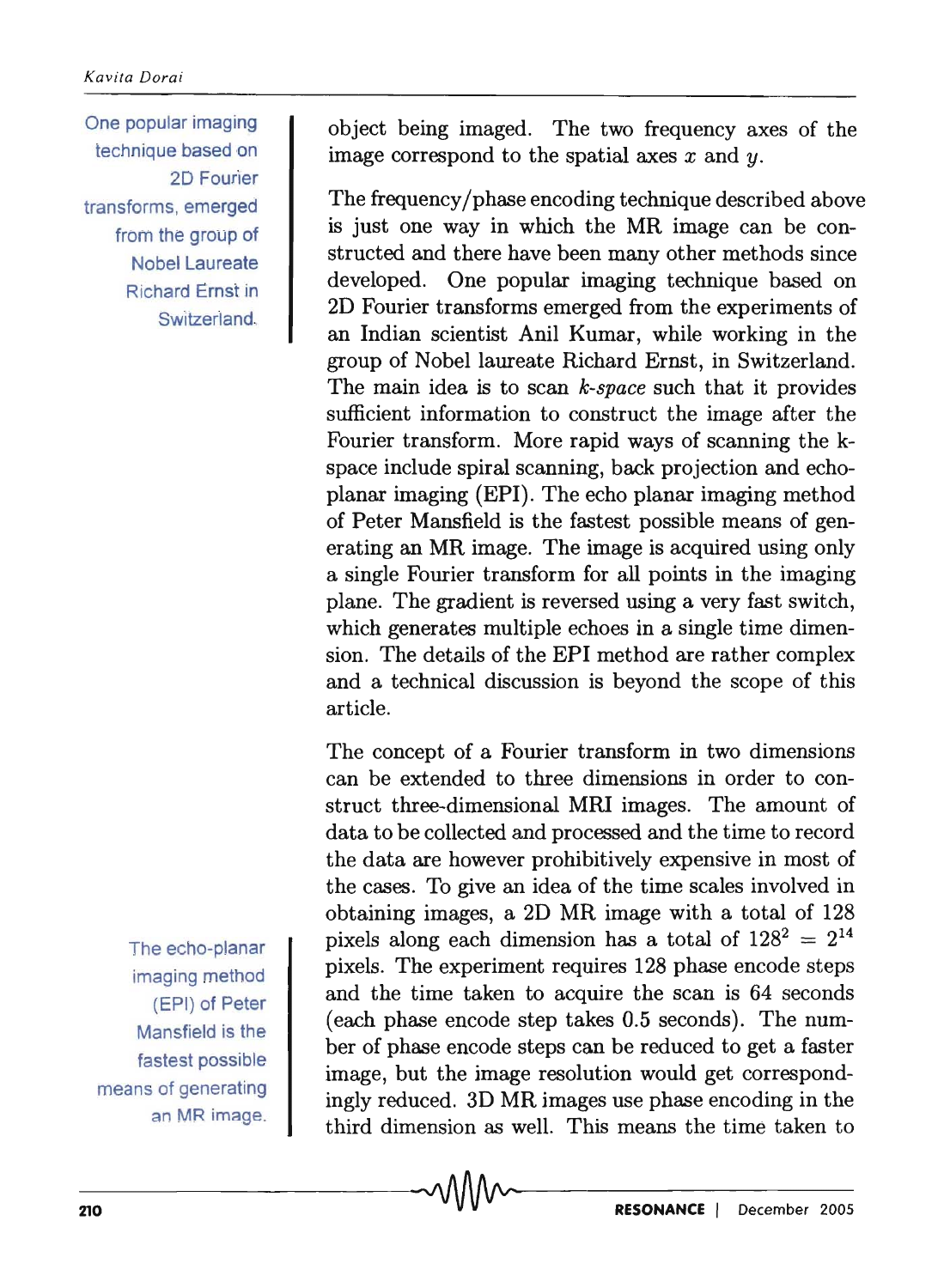> One popular imaging technique based on 2D Fourier transforms, emerged from the group of Nobel Laureate Richard Ernst in Switzerland.

object being imaged. The two frequency axes of the image correspond to the spatial axes $x$ and $y$.

The frequency/phase encoding technique described above is just one way in which the MR image can be constructed and there have been many other methods since developed. One popular imaging technique based on 2D Fourier transforms emerged from the experiments of an Indian scientist Anil Kumar, while working in the group of Nobel laureate Richard Ernst, in Switzerland. The main idea is to scan *k-space* such that it provides sufficient information to construct the image after the Fourier transform. More rapid ways of scanning the k-space include spiral scanning, back projection and echo-planar imaging (EPI). The echo planar imaging method of Peter Mansfield is the fastest possible means of generating an MR image. The image is acquired using only a single Fourier transform for all points in the imaging plane. The gradient is reversed using a very fast switch, which generates multiple echoes in a single time dimension. The details of the EPI method are rather complex and a technical discussion is beyond the scope of this article.

> The echo-planar imaging method (EPI) of Peter Mansfield is the fastest possible means of generating an MR image.

The concept of a Fourier transform in two dimensions can be extended to three dimensions in order to construct three-dimensional MRI images. The amount of data to be collected and processed and the time to record the data are however prohibitively expensive in most of the cases. To give an idea of the time scales involved in obtaining images, a 2D MR image with a total of 128 pixels along each dimension has a total of $128^2 = 2^{14}$ pixels. The experiment requires 128 phase encode steps and the time taken to acquire the scan is 64 seconds (each phase encode step takes 0.5 seconds). The number of phase encode steps can be reduced to get a faster image, but the image resolution would get correspondingly reduced. 3D MR images use phase encoding in the third dimension as well. This means the time taken to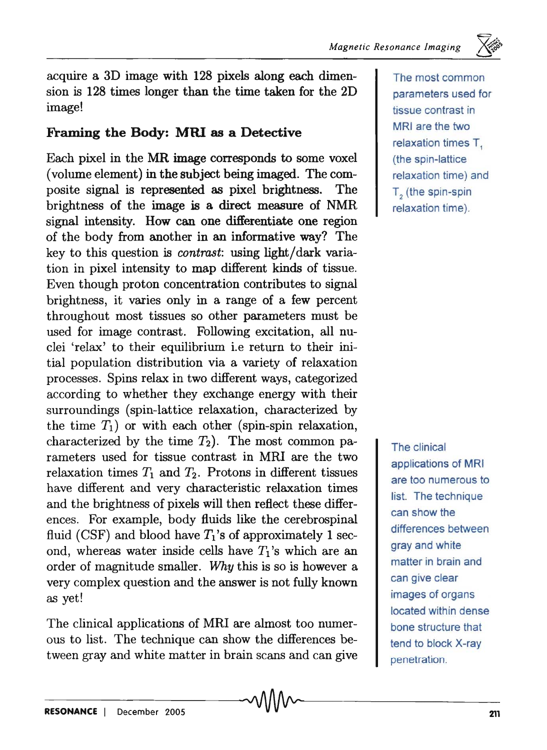acquire a 3D image with 128 pixels along each dimension is 128 times longer than the time taken for the 2D image!

## Framing the Body: MRI as a Detective

Each pixel in the MR image corresponds to some voxel (volume element) in the subject being imaged. The composite signal is represented as pixel brightness. The brightness of the image is a direct measure of NMR signal intensity. How can one differentiate one region of the body from another in an informative way? The key to this question is *contrast*: using light/dark variation in pixel intensity to map different kinds of tissue. Even though proton concentration contributes to signal brightness, it varies only in a range of a few percent throughout most tissues so other parameters must be used for image contrast. Following excitation, all nuclei 'relax' to their equilibrium i.e return to their initial population distribution via a variety of relaxation processes. Spins relax in two different ways, categorized according to whether they exchange energy with their surroundings (spin-lattice relaxation, characterized by the time $T_1$) or with each other (spin-spin relaxation, characterized by the time $T_2$). The most common parameters used for tissue contrast in MRI are the two relaxation times $T_1$ and $T_2$. Protons in different tissues have different and very characteristic relaxation times and the brightness of pixels will then reflect these differences. For example, body fluids like the cerebrospinal fluid (CSF) and blood have $T_1$'s of approximately 1 second, whereas water inside cells have $T_1$'s which are an order of magnitude smaller. *Why* this is so is however a very complex question and the answer is not fully known as yet!

The most common parameters used for tissue contrast in MRI are the two relaxation times $T_1$ (the spin-lattice relaxation time) and $T_2$ (the spin-spin relaxation time).

The clinical applications of MRI are almost too numerous to list. The technique can show the differences between gray and white matter in brain scans and can give

The clinical applications of MRI are too numerous to list. The technique can show the differences between gray and white matter in brain and can give clear images of organs located within dense bone structure that tend to block X-ray penetration.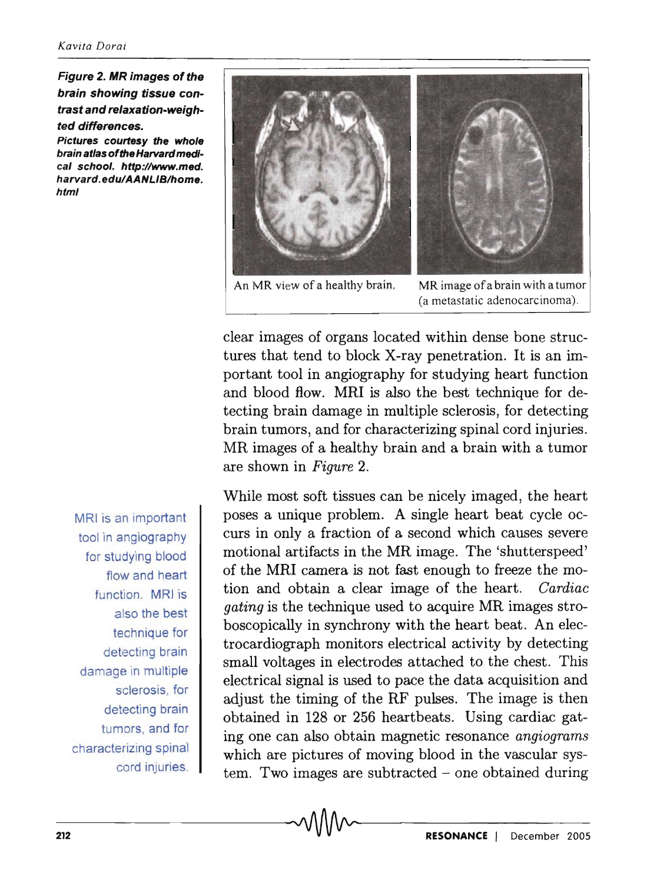**Figure 2. MR images of the brain showing tissue contrast and relaxation-weighted differences.**
**Pictures courtesy the whole brain atlas of the Harvard medical school. http://www.med.harvard.edu/AANLIB/home.html**

An MR view of a healthy brain.

MR image of a brain with a tumor (a metastatic adenocarcinoma).

clear images of organs located within dense bone structures that tend to block X-ray penetration. It is an important tool in angiography for studying heart function and blood flow. MRI is also the best technique for detecting brain damage in multiple sclerosis, for detecting brain tumors, and for characterizing spinal cord injuries. MR images of a healthy brain and a brain with a tumor are shown in *Figure* 2.

MRI is an important tool in angiography for studying blood flow and heart function. MRI is also the best technique for detecting brain damage in multiple sclerosis, for detecting brain tumors, and for characterizing spinal cord injuries.

While most soft tissues can be nicely imaged, the heart poses a unique problem. A single heart beat cycle occurs in only a fraction of a second which causes severe motional artifacts in the MR image. The 'shutterspeed' of the MRI camera is not fast enough to freeze the motion and obtain a clear image of the heart. *Cardiac gating* is the technique used to acquire MR images stroboscopically in synchrony with the heart beat. An electrocardiograph monitors electrical activity by detecting small voltages in electrodes attached to the chest. This electrical signal is used to pace the data acquisition and adjust the timing of the RF pulses. The image is then obtained in 128 or 256 heartbeats. Using cardiac gating one can also obtain magnetic resonance *angiograms* which are pictures of moving blood in the vascular system. Two images are subtracted – one obtained during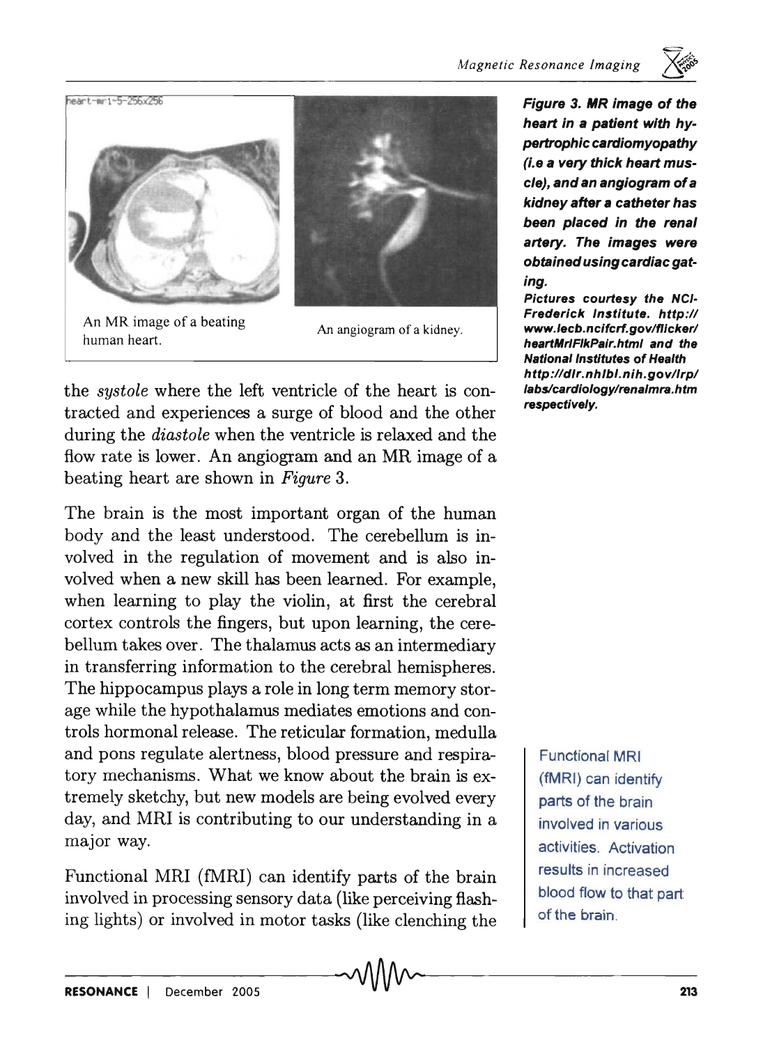An MR image of a beating human heart.

An angiogram of a kidney.

***Figure 3. MR image of the heart in a patient with hypertrophic cardiomyopathy (i.e a very thick heart muscle), and an angiogram of a kidney after a catheter has been placed in the renal artery. The images were obtained using cardiac gating.***

***Pictures courtesy the NCI-Frederick Institute. http://www.lecb.ncifcrf.gov/flicker/heartMrIFlkPair.html and the National Institutes of Health http://dir.nhlbi.nih.gov/lrp/labs/cardiology/renalmra.htm respectively.***

the *systole* where the left ventricle of the heart is contracted and experiences a surge of blood and the other during the *diastole* when the ventricle is relaxed and the flow rate is lower. An angiogram and an MR image of a beating heart are shown in *Figure* 3.

The brain is the most important organ of the human body and the least understood. The cerebellum is involved in the regulation of movement and is also involved when a new skill has been learned. For example, when learning to play the violin, at first the cerebral cortex controls the fingers, but upon learning, the cerebellum takes over. The thalamus acts as an intermediary in transferring information to the cerebral hemispheres. The hippocampus plays a role in long term memory storage while the hypothalamus mediates emotions and controls hormonal release. The reticular formation, medulla and pons regulate alertness, blood pressure and respiratory mechanisms. What we know about the brain is extremely sketchy, but new models are being evolved every day, and MRI is contributing to our understanding in a major way.

Functional MRI (fMRI) can identify parts of the brain involved in various activities. Activation results in increased blood flow to that part of the brain.

Functional MRI (fMRI) can identify parts of the brain involved in processing sensory data (like perceiving flashing lights) or involved in motor tasks (like clenching the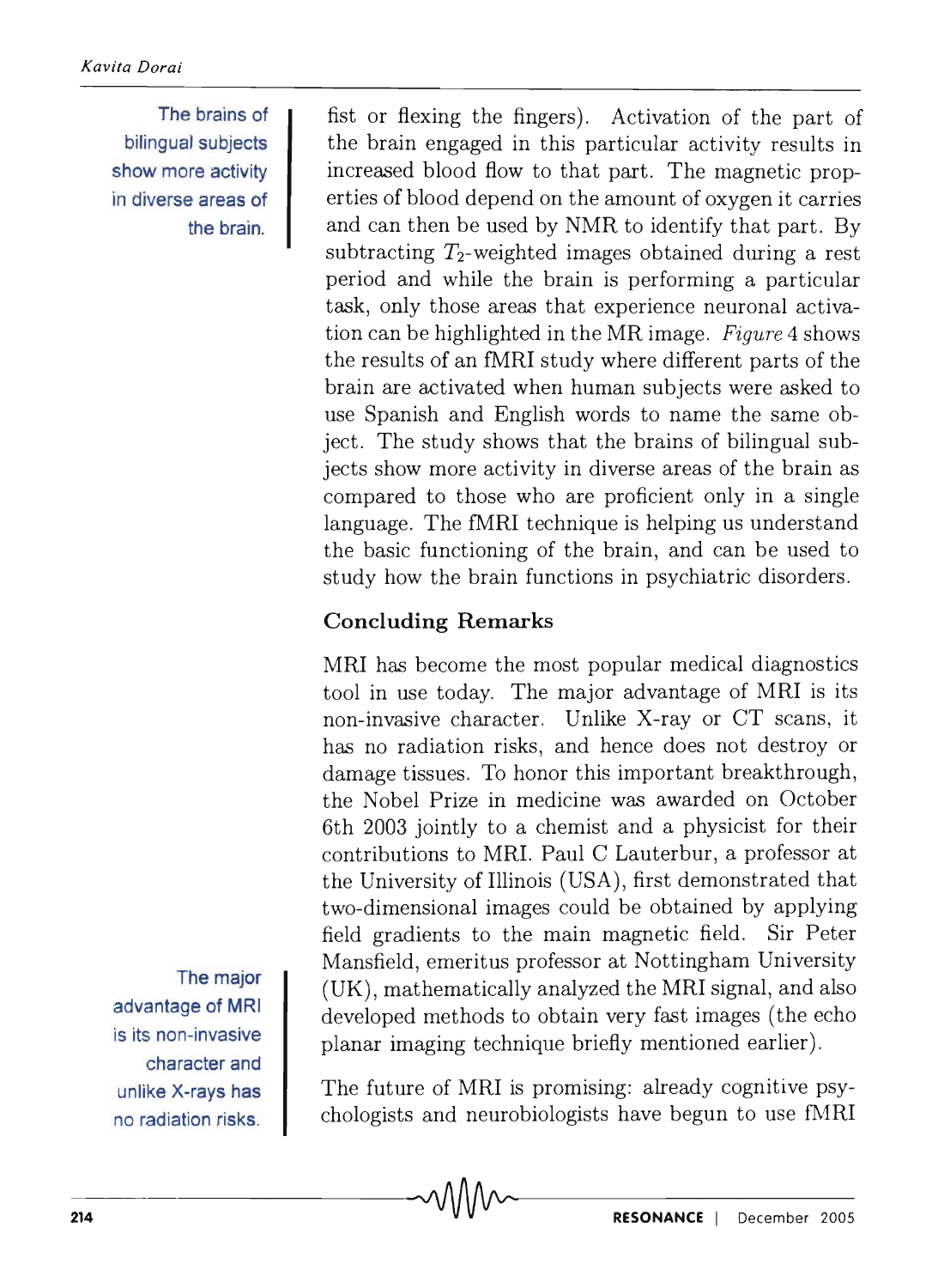The brains of bilingual subjects show more activity in diverse areas of the brain.

fist or flexing the fingers). Activation of the part of the brain engaged in this particular activity results in increased blood flow to that part. The magnetic properties of blood depend on the amount of oxygen it carries and can then be used by NMR to identify that part. By subtracting $T_2$-weighted images obtained during a rest period and while the brain is performing a particular task, only those areas that experience neuronal activation can be highlighted in the MR image. *Figure* 4 shows the results of an fMRI study where different parts of the brain are activated when human subjects were asked to use Spanish and English words to name the same object. The study shows that the brains of bilingual subjects show more activity in diverse areas of the brain as compared to those who are proficient only in a single language. The fMRI technique is helping us understand the basic functioning of the brain, and can be used to study how the brain functions in psychiatric disorders.

## Concluding Remarks

MRI has become the most popular medical diagnostics tool in use today. The major advantage of MRI is its non-invasive character. Unlike X-ray or CT scans, it has no radiation risks, and hence does not destroy or damage tissues. To honor this important breakthrough, the Nobel Prize in medicine was awarded on October 6th 2003 jointly to a chemist and a physicist for their contributions to MRI. Paul C Lauterbur, a professor at the University of Illinois (USA), first demonstrated that two-dimensional images could be obtained by applying field gradients to the main magnetic field. Sir Peter Mansfield, emeritus professor at Nottingham University (UK), mathematically analyzed the MRI signal, and also developed methods to obtain very fast images (the echo planar imaging technique briefly mentioned earlier).

The major advantage of MRI is its non-invasive character and unlike X-rays has no radiation risks.

The future of MRI is promising: already cognitive psychologists and neurobiologists have begun to use fMRI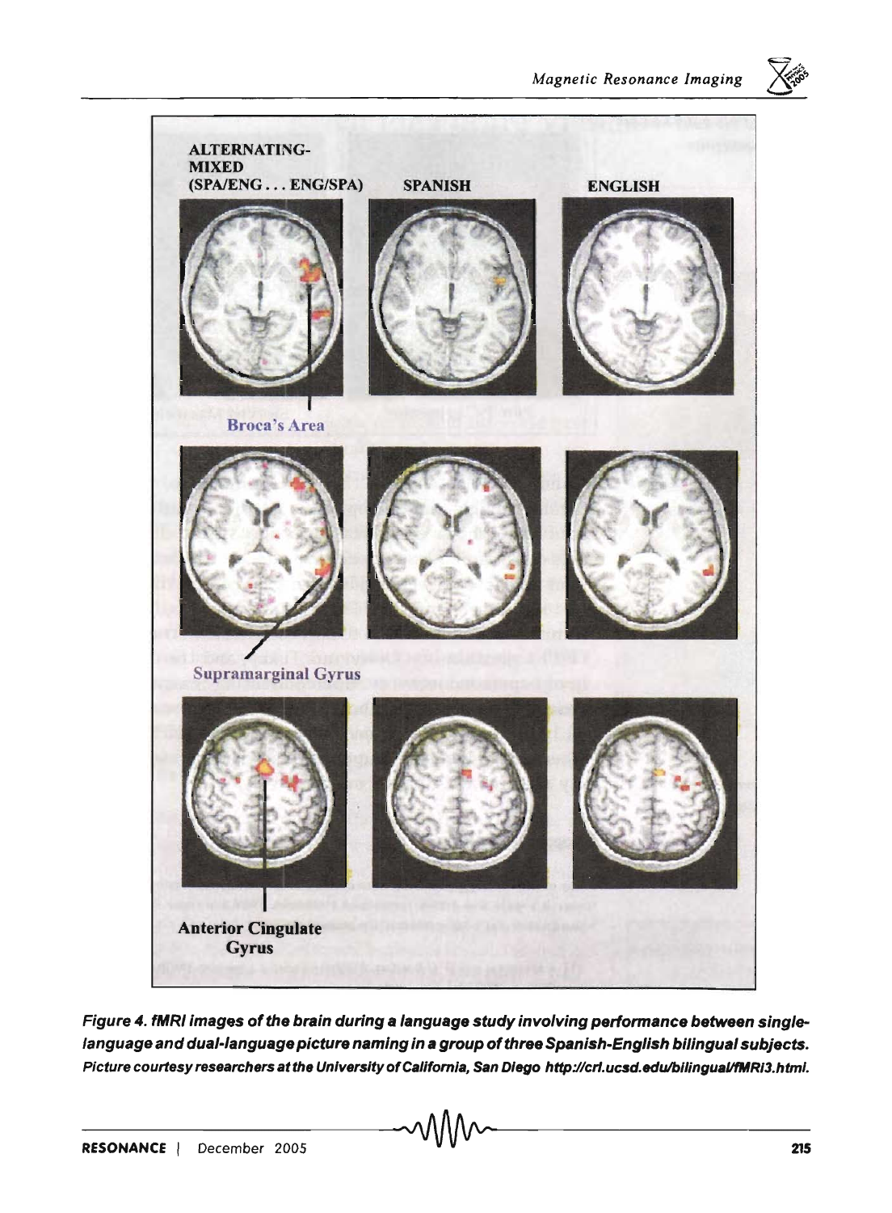*Figure 4. fMRI images of the brain during a language study involving performance between single-language and dual-language picture naming in a group of three Spanish-English bilingual subjects.*

*Picture courtesy researchers at the University of California, San Diego http://crl.ucsd.edu/bilingual/fMRI3.html.*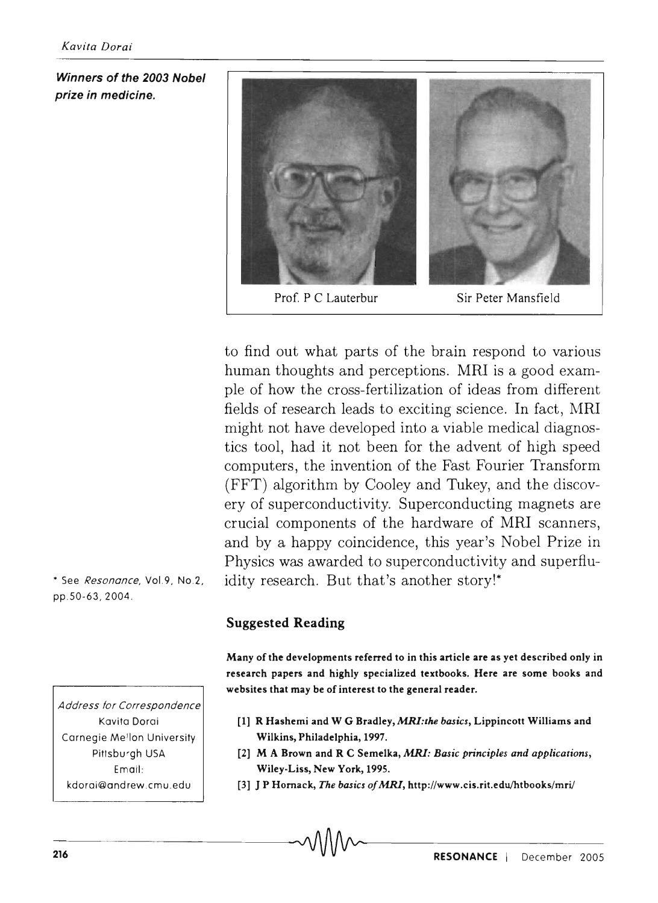*Winners of the 2003 Nobel prize in medicine.*

Prof. P C Lauterbur

Sir Peter Mansfield

to find out what parts of the brain respond to various human thoughts and perceptions. MRI is a good example of how the cross-fertilization of ideas from different fields of research leads to exciting science. In fact, MRI might not have developed into a viable medical diagnostics tool, had it not been for the advent of high speed computers, the invention of the Fast Fourier Transform (FFT) algorithm by Cooley and Tukey, and the discovery of superconductivity. Superconducting magnets are crucial components of the hardware of MRI scanners, and by a happy coincidence, this year's Nobel Prize in Physics was awarded to superconductivity and superfluidity research. But that's another story!*

\* See *Resonance*, Vol.9, No.2, pp.50-63, 2004.

## Suggested Reading

**Many of the developments referred to in this article are as yet described only in research papers and highly specialized textbooks. Here are some books and websites that may be of interest to the general reader.**

1. **R Hashemi and W G Bradley, *MRI:the basics*, Lippincott Williams and Wilkins, Philadelphia, 1997.**
2. **M A Brown and R C Semelka, *MRI: Basic principles and applications*, Wiley-Liss, New York, 1995.**
3. **J P Hornack, *The basics of MRI*, http://www.cis.rit.edu/htbooks/mri/**

*Address for Correspondence*
Kavita Dorai
Carnegie Mellon University
Pittsburgh USA
Email:
kdorai@andrew.cmu.edu